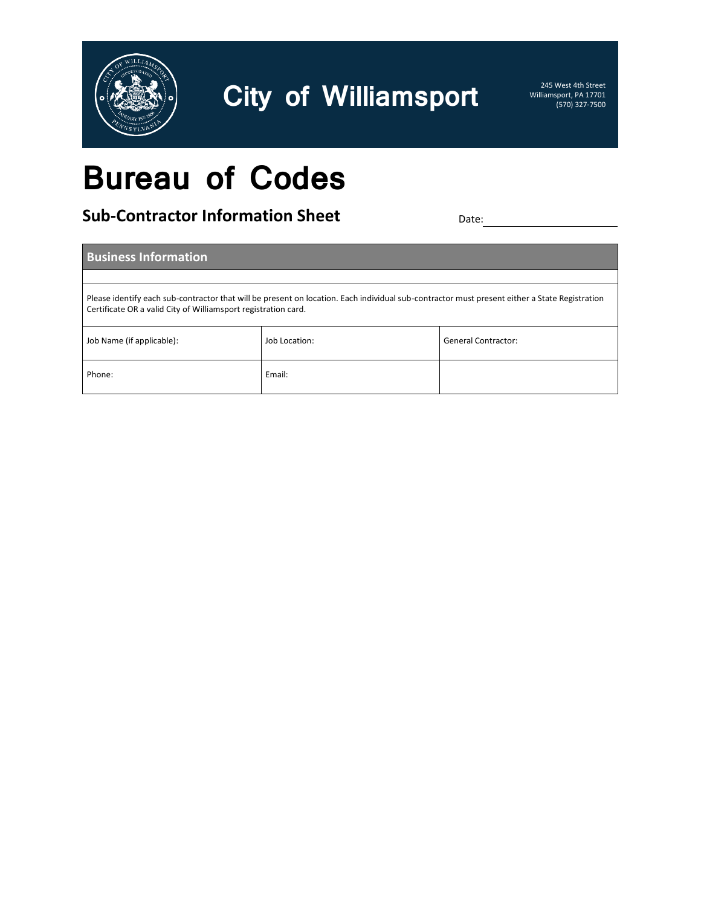# City of Williamsport

245 West 4th Street
Williamsport, PA 17701
(570) 327-7500

# Bureau of Codes

## Sub-Contractor Information Sheet

Date: \_\_\_\_\_\_\_\_\_\_\_\_\_\_\_\_\_\_\_\_

| Business Information | | |
|---|---|---|
| | | |
| Please identify each sub-contractor that will be present on location. Each individual sub-contractor must present either a State Registration Certificate OR a valid City of Williamsport registration card. | | |
| Job Name (if applicable): | Job Location: | General Contractor: |
| Phone: | Email: | |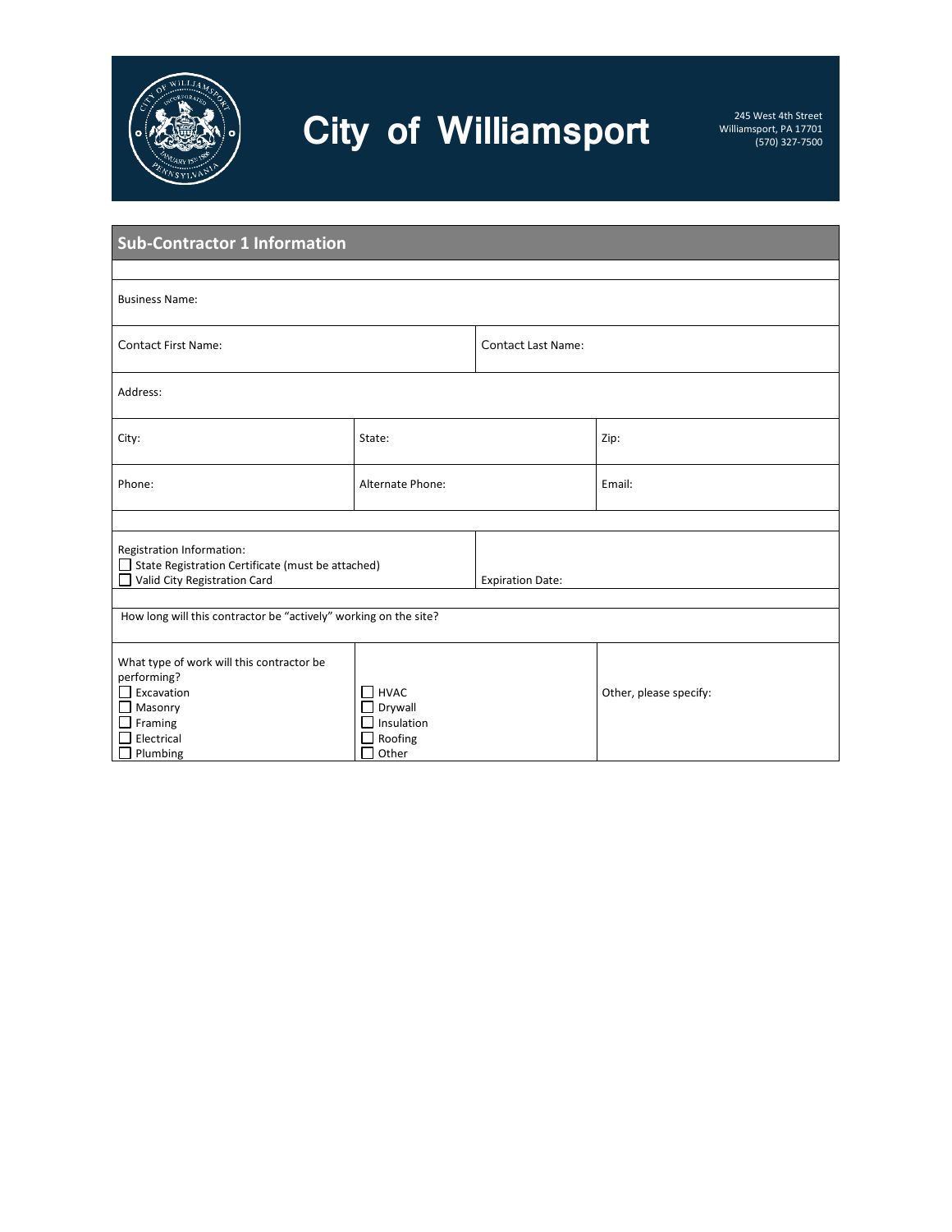# City of Williamsport

245 West 4th Street
Williamsport, PA 17701
(570) 327-7500

## Sub-Contractor 1 Information

| | | |
|---|---|---|
| Business Name: | | |
| Contact First Name: | | Contact Last Name: |
| Address: | | |
| City: | State: | Zip: |
| Phone: | Alternate Phone: | Email: |

Registration Information:
- ☐ State Registration Certificate (must be attached)
- ☐ Valid City Registration Card

Expiration Date:

How long will this contractor be "actively" working on the site?

What type of work will this contractor be performing?

- ☐ Excavation
- ☐ Masonry
- ☐ Framing
- ☐ Electrical
- ☐ Plumbing
- ☐ HVAC
- ☐ Drywall
- ☐ Insulation
- ☐ Roofing
- ☐ Other

Other, please specify: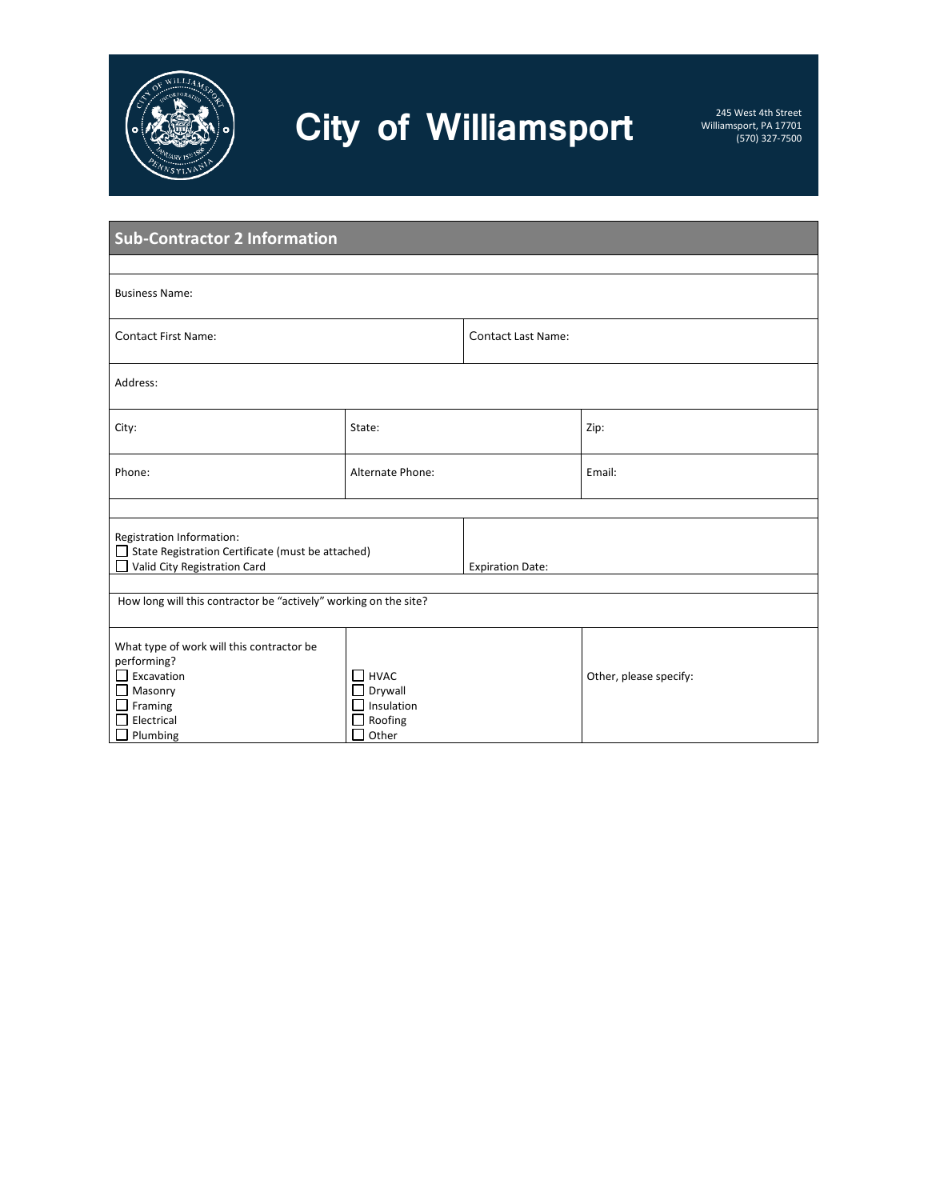# City of Williamsport

245 West 4th Street
Williamsport, PA 17701
(570) 327-7500

## Sub-Contractor 2 Information

| Business Name: | | |
|---|---|---|
| Contact First Name: | Contact Last Name: | |
| Address: | | |
| City: | State: | Zip: |
| Phone: | Alternate Phone: | Email: |

| Registration Information:<br>☐ State Registration Certificate (must be attached)<br>☐ Valid City Registration Card | Expiration Date: |
|---|---|

How long will this contractor be "actively" working on the site?

| What type of work will this contractor be performing?<br>☐ Excavation<br>☐ Masonry<br>☐ Framing<br>☐ Electrical<br>☐ Plumbing | ☐ HVAC<br>☐ Drywall<br>☐ Insulation<br>☐ Roofing<br>☐ Other | Other, please specify: |
|---|---|---|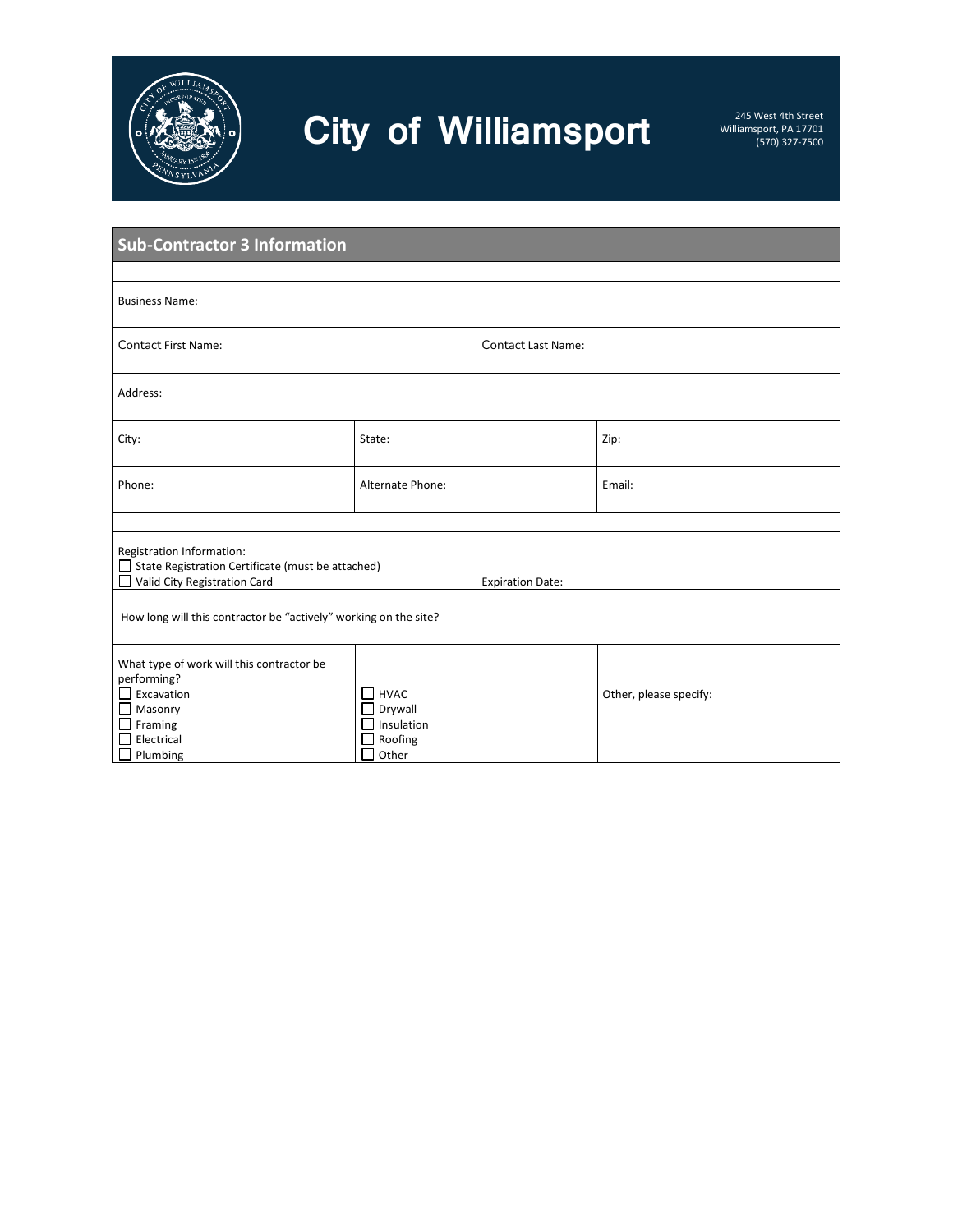# City of Williamsport

245 West 4th Street
Williamsport, PA 17701
(570) 327-7500

## Sub-Contractor 3 Information

Business Name:

| Contact First Name: | Contact Last Name: |
|---|---|

Address:

| City: | State: | Zip: |
|---|---|---|
| Phone: | Alternate Phone: | Email: |

Registration Information:
- ☐ State Registration Certificate (must be attached)
- ☐ Valid City Registration Card

Expiration Date:

How long will this contractor be "actively" working on the site?

What type of work will this contractor be performing?

- ☐ Excavation
- ☐ Masonry
- ☐ Framing
- ☐ Electrical
- ☐ Plumbing
- ☐ HVAC
- ☐ Drywall
- ☐ Insulation
- ☐ Roofing
- ☐ Other

Other, please specify: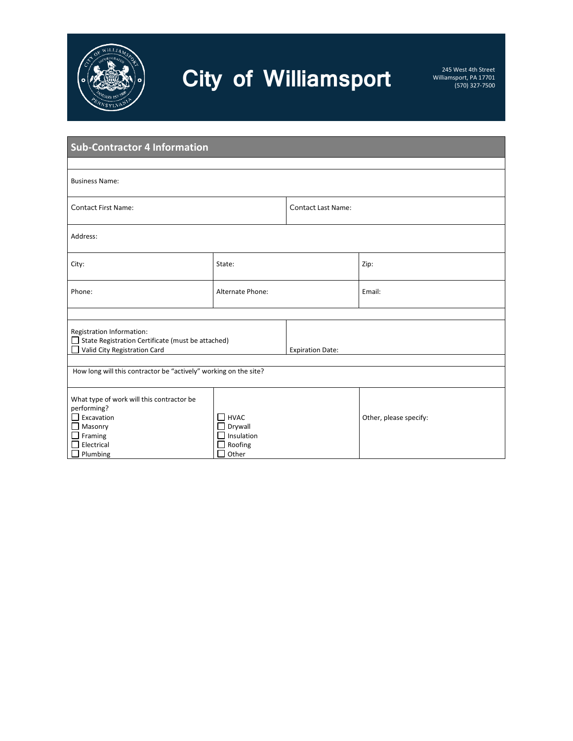# City of Williamsport

245 West 4th Street
Williamsport, PA 17701
(570) 327-7500

## Sub-Contractor 4 Information

Business Name:

| Contact First Name: | Contact Last Name: |
|---|---|

Address:

| City: | State: | Zip: |
|---|---|---|
| Phone: | Alternate Phone: | Email: |

| Registration Information: ☐ State Registration Certificate (must be attached) ☐ Valid City Registration Card | Expiration Date: |
|---|---|

How long will this contractor be "actively" working on the site?

| What type of work will this contractor be performing? ☐ Excavation ☐ Masonry ☐ Framing ☐ Electrical ☐ Plumbing | ☐ HVAC ☐ Drywall ☐ Insulation ☐ Roofing ☐ Other | Other, please specify: |
|---|---|---|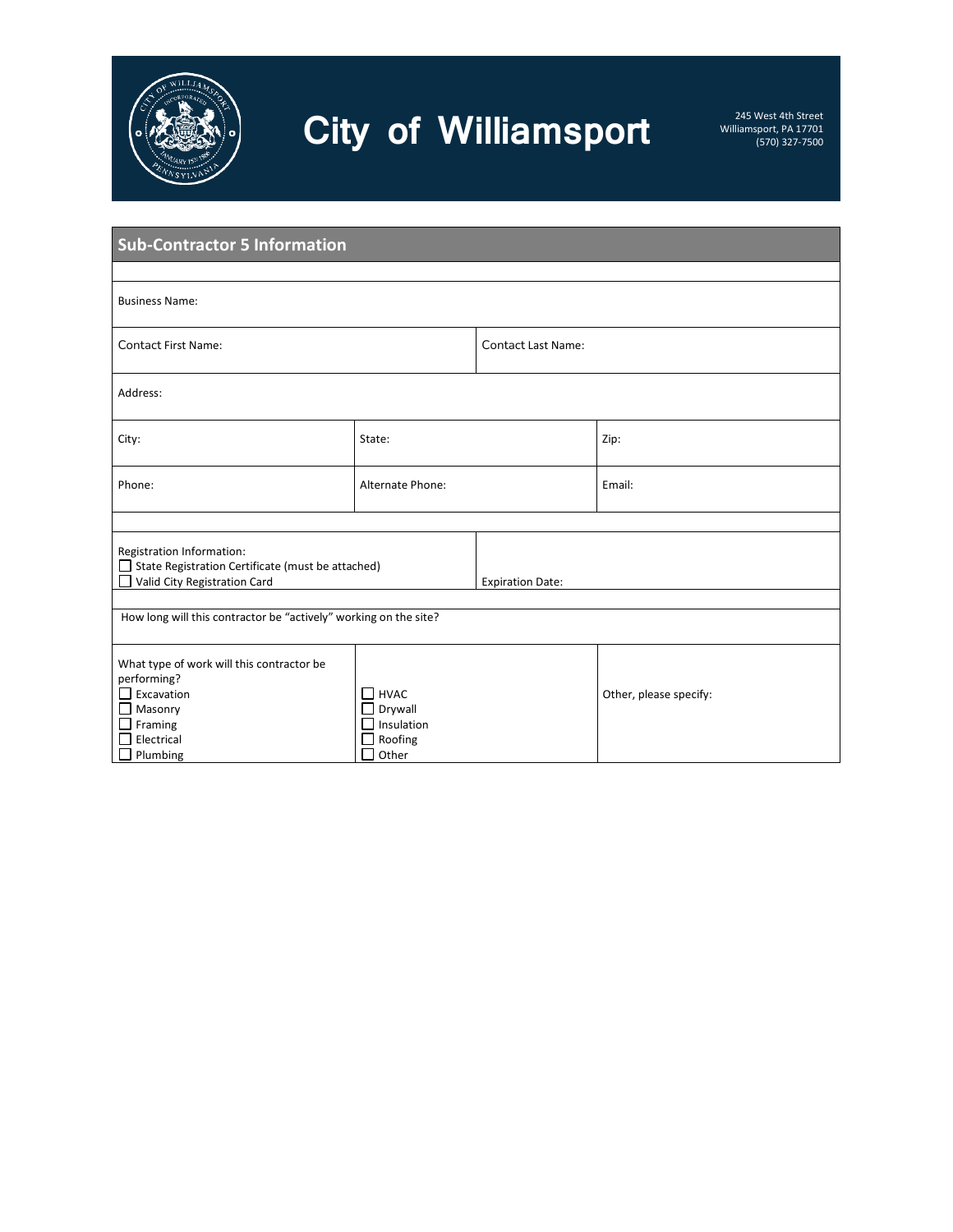# City of Williamsport

245 West 4th Street
Williamsport, PA 17701
(570) 327-7500

## Sub-Contractor 5 Information

| | | | |
|---|---|---|---|
| Business Name: | | | |
| Contact First Name: | | Contact Last Name: | |
| Address: | | | |
| City: | State: | | Zip: |
| Phone: | Alternate Phone: | | Email: |

| | |
|---|---|
| Registration Information:<br>☐ State Registration Certificate (must be attached)<br>☐ Valid City Registration Card | Expiration Date: |
| How long will this contractor be "actively" working on the site? | |

| | | |
|---|---|---|
| What type of work will this contractor be performing?<br>☐ Excavation<br>☐ Masonry<br>☐ Framing<br>☐ Electrical<br>☐ Plumbing | ☐ HVAC<br>☐ Drywall<br>☐ Insulation<br>☐ Roofing<br>☐ Other | Other, please specify: |